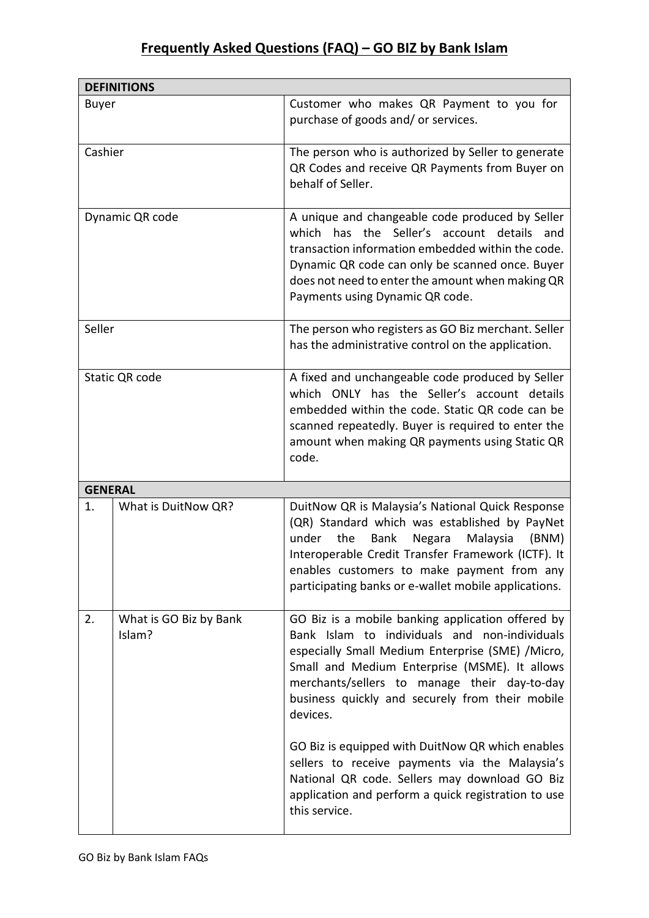# Frequently Asked Questions (FAQ) – GO BIZ by Bank Islam

| **DEFINITIONS** | | |
|---|---|---|
| Buyer | | Customer who makes QR Payment to you for purchase of goods and/ or services. |
| Cashier | | The person who is authorized by Seller to generate QR Codes and receive QR Payments from Buyer on behalf of Seller. |
| Dynamic QR code | | A unique and changeable code produced by Seller which has the Seller's account details and transaction information embedded within the code. Dynamic QR code can only be scanned once. Buyer does not need to enter the amount when making QR Payments using Dynamic QR code. |
| Seller | | The person who registers as GO Biz merchant. Seller has the administrative control on the application. |
| Static QR code | | A fixed and unchangeable code produced by Seller which ONLY has the Seller's account details embedded within the code. Static QR code can be scanned repeatedly. Buyer is required to enter the amount when making QR payments using Static QR code. |
| **GENERAL** | | |
| 1. | What is DuitNow QR? | DuitNow QR is Malaysia's National Quick Response (QR) Standard which was established by PayNet under the Bank Negara Malaysia (BNM) Interoperable Credit Transfer Framework (ICTF). It enables customers to make payment from any participating banks or e-wallet mobile applications. |
| 2. | What is GO Biz by Bank Islam? | GO Biz is a mobile banking application offered by Bank Islam to individuals and non-individuals especially Small Medium Enterprise (SME) /Micro, Small and Medium Enterprise (MSME). It allows merchants/sellers to manage their day-to-day business quickly and securely from their mobile devices.<br><br>GO Biz is equipped with DuitNow QR which enables sellers to receive payments via the Malaysia's National QR code. Sellers may download GO Biz application and perform a quick registration to use this service. |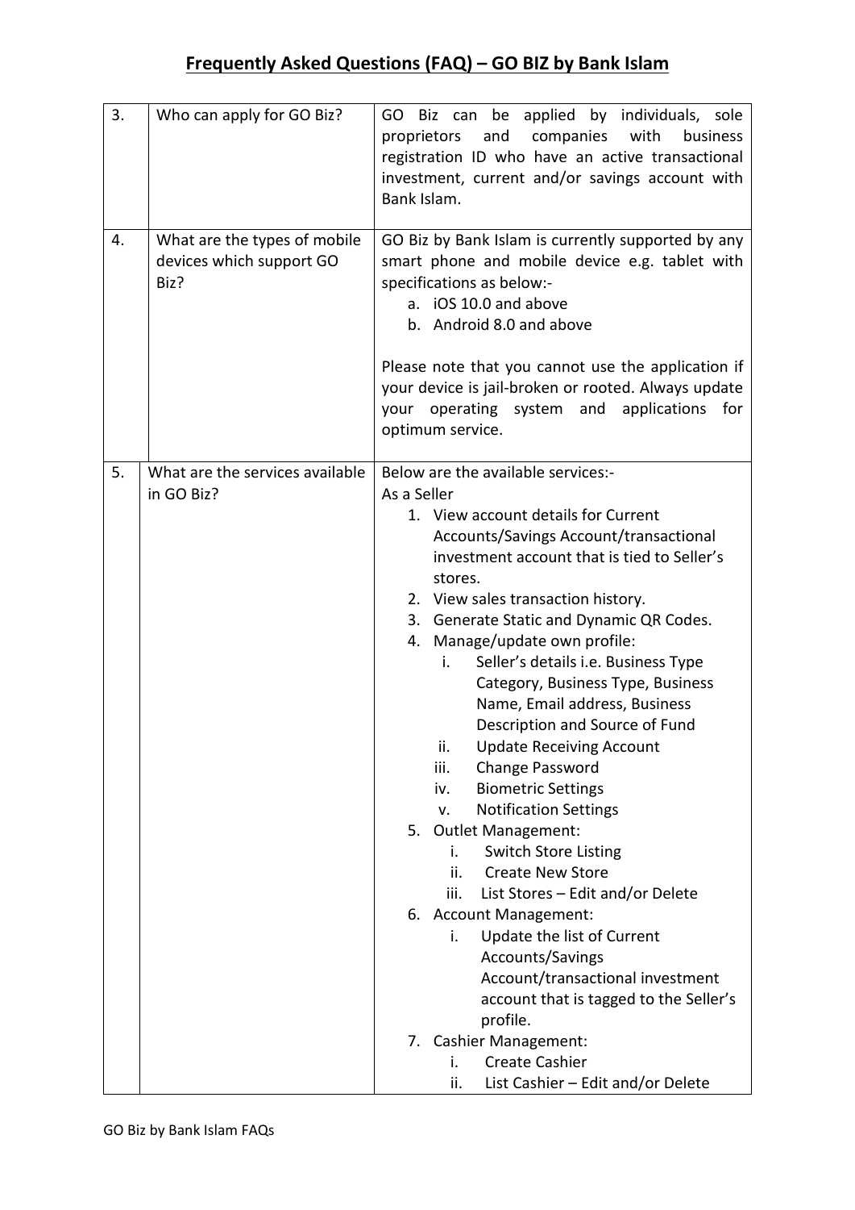## Frequently Asked Questions (FAQ) – GO BIZ by Bank Islam

| | | |
|---|---|---|
| 3. | Who can apply for GO Biz? | GO Biz can be applied by individuals, sole proprietors and companies with business registration ID who have an active transactional investment, current and/or savings account with Bank Islam. |
| 4. | What are the types of mobile devices which support GO Biz? | GO Biz by Bank Islam is currently supported by any smart phone and mobile device e.g. tablet with specifications as below:-<br>a. iOS 10.0 and above<br>b. Android 8.0 and above<br><br>Please note that you cannot use the application if your device is jail-broken or rooted. Always update your operating system and applications for optimum service. |
| 5. | What are the services available in GO Biz? | Below are the available services:-<br>As a Seller<br>1. View account details for Current Accounts/Savings Account/transactional investment account that is tied to Seller's stores.<br>2. View sales transaction history.<br>3. Generate Static and Dynamic QR Codes.<br>4. Manage/update own profile:<br>i. Seller's details i.e. Business Type Category, Business Type, Business Name, Email address, Business Description and Source of Fund<br>ii. Update Receiving Account<br>iii. Change Password<br>iv. Biometric Settings<br>v. Notification Settings<br>5. Outlet Management:<br>i. Switch Store Listing<br>ii. Create New Store<br>iii. List Stores – Edit and/or Delete<br>6. Account Management:<br>i. Update the list of Current Accounts/Savings Account/transactional investment account that is tagged to the Seller's profile.<br>7. Cashier Management:<br>i. Create Cashier<br>ii. List Cashier – Edit and/or Delete |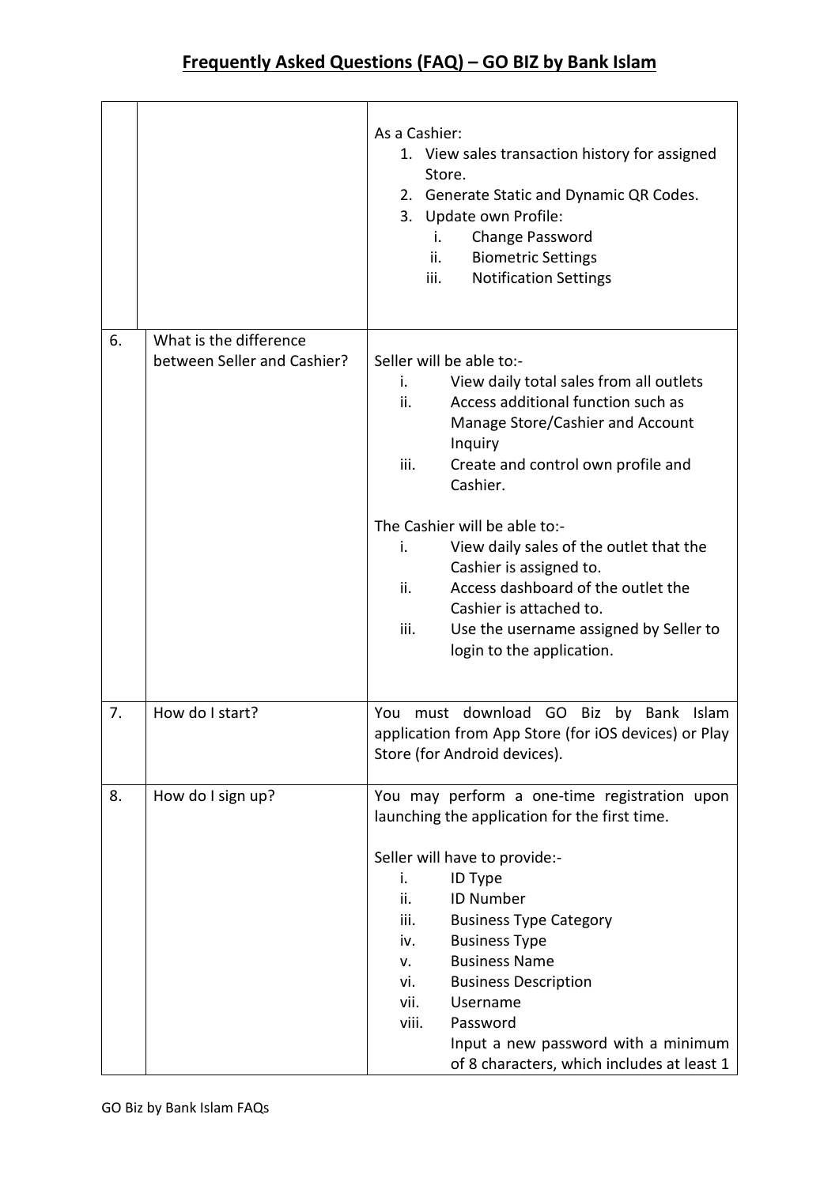## Frequently Asked Questions (FAQ) – GO BIZ by Bank Islam

| No. | Question | Answer |
|---|---|---|
| | | As a Cashier:<br>1. View sales transaction history for assigned Store.<br>2. Generate Static and Dynamic QR Codes.<br>3. Update own Profile:<br>&nbsp;&nbsp;&nbsp;i. Change Password<br>&nbsp;&nbsp;&nbsp;ii. Biometric Settings<br>&nbsp;&nbsp;&nbsp;iii. Notification Settings |
| 6. | What is the difference between Seller and Cashier? | Seller will be able to:-<br>i. View daily total sales from all outlets<br>ii. Access additional function such as Manage Store/Cashier and Account Inquiry<br>iii. Create and control own profile and Cashier.<br><br>The Cashier will be able to:-<br>i. View daily sales of the outlet that the Cashier is assigned to.<br>ii. Access dashboard of the outlet the Cashier is attached to.<br>iii. Use the username assigned by Seller to login to the application. |
| 7. | How do I start? | You must download GO Biz by Bank Islam application from App Store (for iOS devices) or Play Store (for Android devices). |
| 8. | How do I sign up? | You may perform a one-time registration upon launching the application for the first time.<br><br>Seller will have to provide:-<br>i. ID Type<br>ii. ID Number<br>iii. Business Type Category<br>iv. Business Type<br>v. Business Name<br>vi. Business Description<br>vii. Username<br>viii. Password<br>Input a new password with a minimum of 8 characters, which includes at least 1 |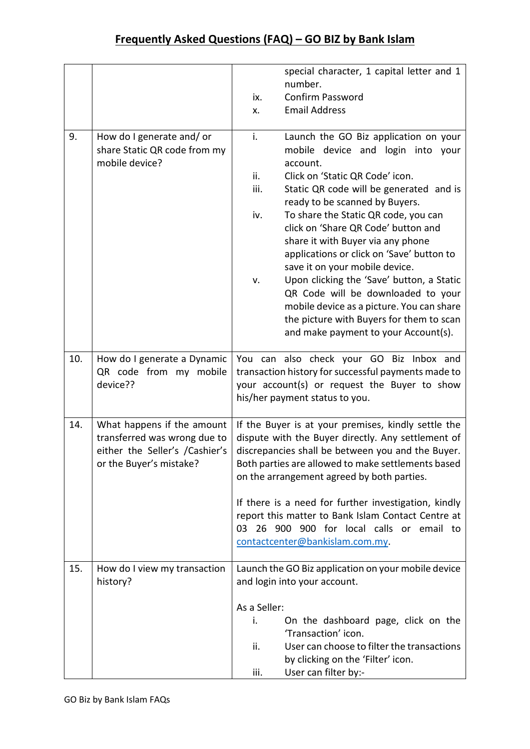| | | |
|---|---|---|
| | | special character, 1 capital letter and 1 number.<br>ix. Confirm Password<br>x. Email Address |
| 9. | How do I generate and/ or share Static QR code from my mobile device? | i. Launch the GO Biz application on your mobile device and login into your account.<br>ii. Click on 'Static QR Code' icon.<br>iii. Static QR code will be generated and is ready to be scanned by Buyers.<br>iv. To share the Static QR code, you can click on 'Share QR Code' button and share it with Buyer via any phone applications or click on 'Save' button to save it on your mobile device.<br>v. Upon clicking the 'Save' button, a Static QR Code will be downloaded to your mobile device as a picture. You can share the picture with Buyers for them to scan and make payment to your Account(s). |
| 10. | How do I generate a Dynamic QR code from my mobile device?? | You can also check your GO Biz Inbox and transaction history for successful payments made to your account(s) or request the Buyer to show his/her payment status to you. |
| 14. | What happens if the amount transferred was wrong due to either the Seller's /Cashier's or the Buyer's mistake? | If the Buyer is at your premises, kindly settle the dispute with the Buyer directly. Any settlement of discrepancies shall be between you and the Buyer. Both parties are allowed to make settlements based on the arrangement agreed by both parties.<br><br>If there is a need for further investigation, kindly report this matter to Bank Islam Contact Centre at 03 26 900 900 for local calls or email to contactcenter@bankislam.com.my. |
| 15. | How do I view my transaction history? | Launch the GO Biz application on your mobile device and login into your account.<br><br>As a Seller:<br>i. On the dashboard page, click on the 'Transaction' icon.<br>ii. User can choose to filter the transactions by clicking on the 'Filter' icon.<br>iii. User can filter by:- |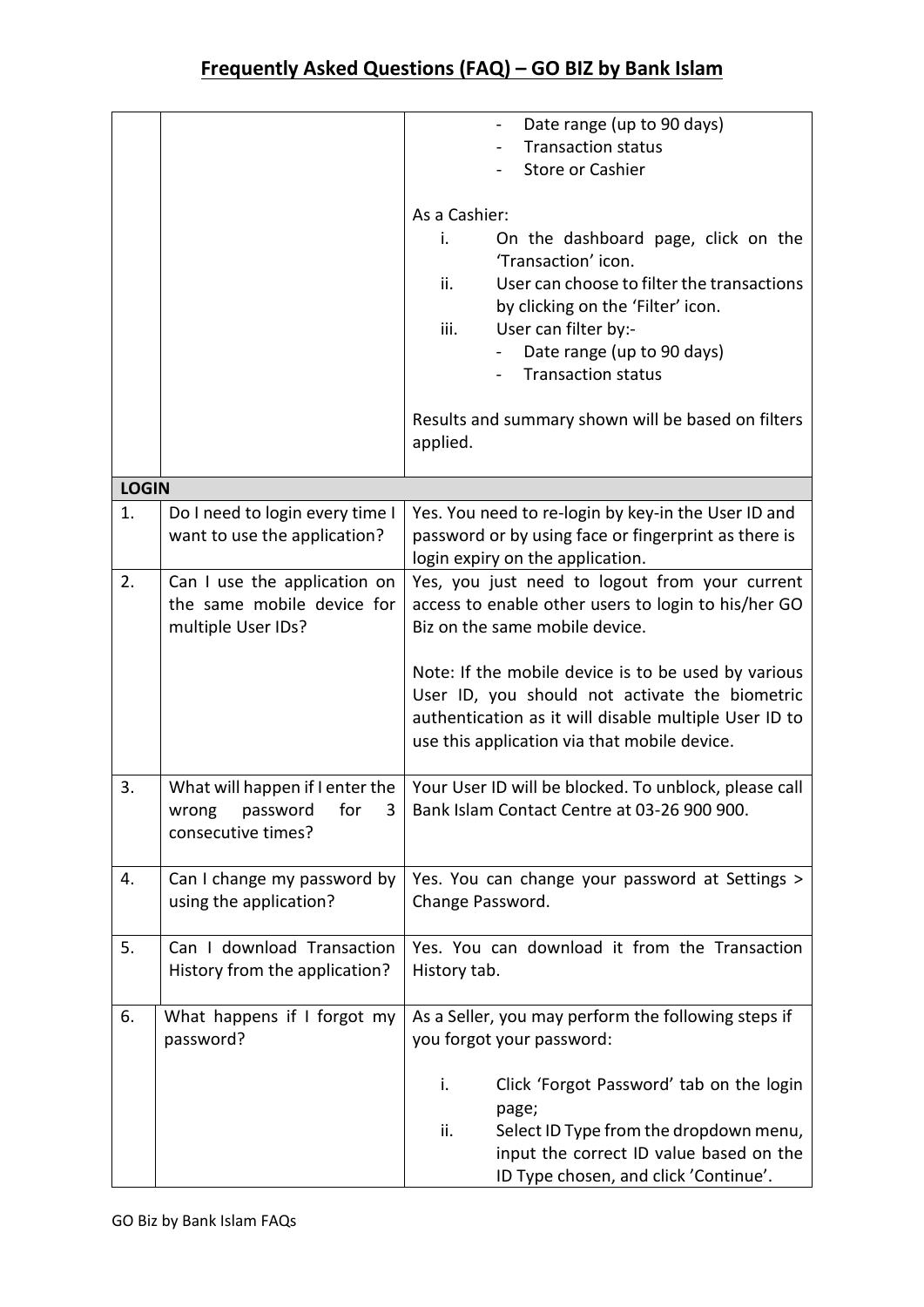# Frequently Asked Questions (FAQ) – GO BIZ by Bank Islam

| | | |
|---|---|---|
| | | - Date range (up to 90 days)<br>- Transaction status<br>- Store or Cashier<br><br>As a Cashier:<br>i. On the dashboard page, click on the 'Transaction' icon.<br>ii. User can choose to filter the transactions by clicking on the 'Filter' icon.<br>iii. User can filter by:-<br>- Date range (up to 90 days)<br>- Transaction status<br><br>Results and summary shown will be based on filters applied. |
| **LOGIN** | | |
| 1. | Do I need to login every time I want to use the application? | Yes. You need to re-login by key-in the User ID and password or by using face or fingerprint as there is login expiry on the application. |
| 2. | Can I use the application on the same mobile device for multiple User IDs? | Yes, you just need to logout from your current access to enable other users to login to his/her GO Biz on the same mobile device.<br><br>Note: If the mobile device is to be used by various User ID, you should not activate the biometric authentication as it will disable multiple User ID to use this application via that mobile device. |
| 3. | What will happen if I enter the wrong password for 3 consecutive times? | Your User ID will be blocked. To unblock, please call Bank Islam Contact Centre at 03-26 900 900. |
| 4. | Can I change my password by using the application? | Yes. You can change your password at Settings > Change Password. |
| 5. | Can I download Transaction History from the application? | Yes. You can download it from the Transaction History tab. |
| 6. | What happens if I forgot my password? | As a Seller, you may perform the following steps if you forgot your password:<br><br>i. Click 'Forgot Password' tab on the login page;<br>ii. Select ID Type from the dropdown menu, input the correct ID value based on the ID Type chosen, and click 'Continue'. |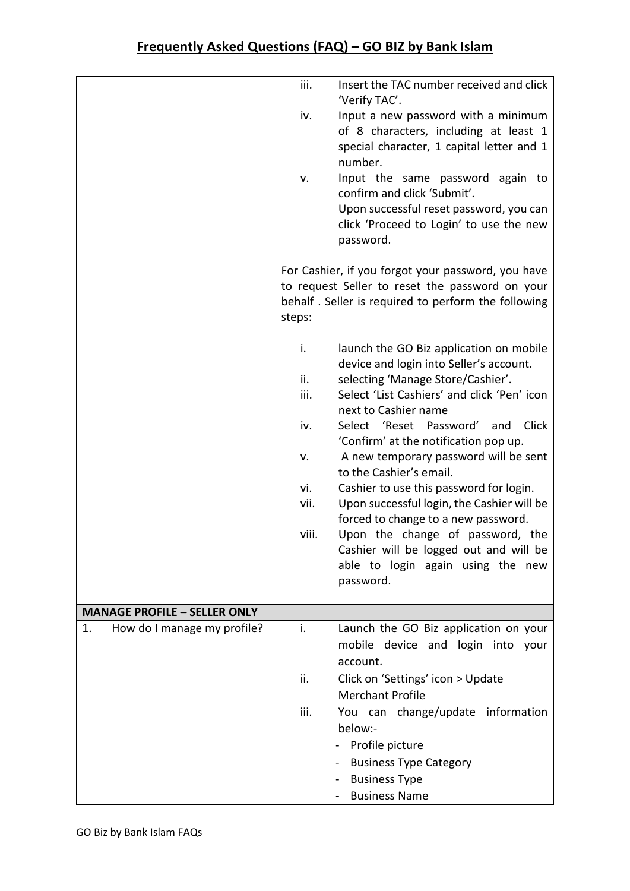# Frequently Asked Questions (FAQ) – GO BIZ by Bank Islam

| | | |
|---|---|---|
| | | iii. Insert the TAC number received and click 'Verify TAC'.<br>iv. Input a new password with a minimum of 8 characters, including at least 1 special character, 1 capital letter and 1 number.<br>v. Input the same password again to confirm and click 'Submit'.<br>Upon successful reset password, you can click 'Proceed to Login' to use the new password.<br><br>For Cashier, if you forgot your password, you have to request Seller to reset the password on your behalf . Seller is required to perform the following steps:<br><br>i. launch the GO Biz application on mobile device and login into Seller's account.<br>ii. selecting 'Manage Store/Cashier'.<br>iii. Select 'List Cashiers' and click 'Pen' icon next to Cashier name<br>iv. Select 'Reset Password' and Click 'Confirm' at the notification pop up.<br>v. A new temporary password will be sent to the Cashier's email.<br>vi. Cashier to use this password for login.<br>vii. Upon successful login, the Cashier will be forced to change to a new password.<br>viii. Upon the change of password, the Cashier will be logged out and will be able to login again using the new password. |
| **MANAGE PROFILE – SELLER ONLY** | | |
| 1. | How do I manage my profile? | i. Launch the GO Biz application on your mobile device and login into your account.<br>ii. Click on 'Settings' icon > Update Merchant Profile<br>iii. You can change/update information below:-<br>- Profile picture<br>- Business Type Category<br>- Business Type<br>- Business Name |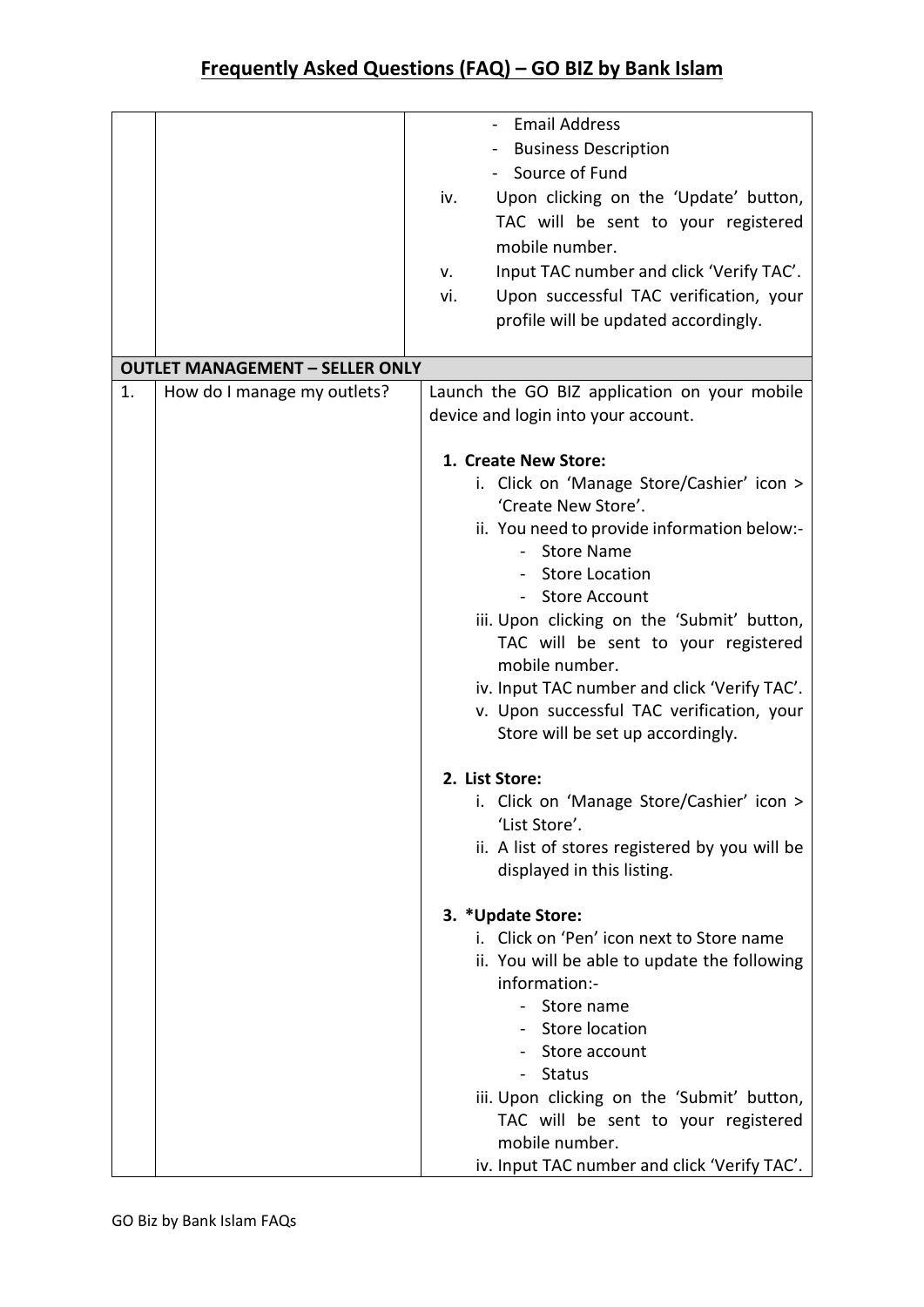# Frequently Asked Questions (FAQ) – GO BIZ by Bank Islam

| | | |
|---|---|---|
| | | - Email Address<br>- Business Description<br>- Source of Fund<br>iv. Upon clicking on the 'Update' button, TAC will be sent to your registered mobile number.<br>v. Input TAC number and click 'Verify TAC'.<br>vi. Upon successful TAC verification, your profile will be updated accordingly. |
| **OUTLET MANAGEMENT – SELLER ONLY** | | |
| 1. | How do I manage my outlets? | Launch the GO BIZ application on your mobile device and login into your account.<br><br>**1. Create New Store:**<br>i. Click on 'Manage Store/Cashier' icon > 'Create New Store'.<br>ii. You need to provide information below:-<br>- Store Name<br>- Store Location<br>- Store Account<br>iii. Upon clicking on the 'Submit' button, TAC will be sent to your registered mobile number.<br>iv. Input TAC number and click 'Verify TAC'.<br>v. Upon successful TAC verification, your Store will be set up accordingly.<br><br>**2. List Store:**<br>i. Click on 'Manage Store/Cashier' icon > 'List Store'.<br>ii. A list of stores registered by you will be displayed in this listing.<br><br>**3. *Update Store:**<br>i. Click on 'Pen' icon next to Store name<br>ii. You will be able to update the following information:-<br>- Store name<br>- Store location<br>- Store account<br>- Status<br>iii. Upon clicking on the 'Submit' button, TAC will be sent to your registered mobile number.<br>iv. Input TAC number and click 'Verify TAC'. |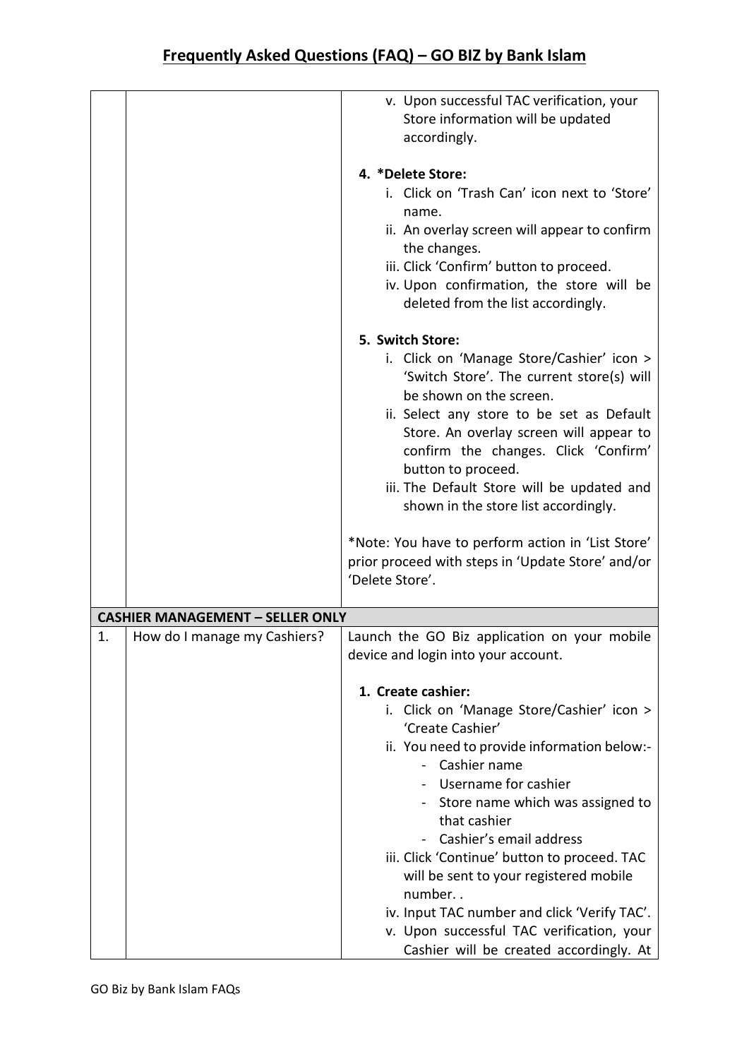## Frequently Asked Questions (FAQ) – GO BIZ by Bank Islam

| | | |
|---|---|---|
| | | v. Upon successful TAC verification, your Store information will be updated accordingly.<br><br>**4. *Delete Store:**<br>i. Click on 'Trash Can' icon next to 'Store' name.<br>ii. An overlay screen will appear to confirm the changes.<br>iii. Click 'Confirm' button to proceed.<br>iv. Upon confirmation, the store will be deleted from the list accordingly.<br><br>**5. Switch Store:**<br>i. Click on 'Manage Store/Cashier' icon > 'Switch Store'. The current store(s) will be shown on the screen.<br>ii. Select any store to be set as Default Store. An overlay screen will appear to confirm the changes. Click 'Confirm' button to proceed.<br>iii. The Default Store will be updated and shown in the store list accordingly.<br><br>*Note: You have to perform action in 'List Store' prior proceed with steps in 'Update Store' and/or 'Delete Store'. |
| **CASHIER MANAGEMENT – SELLER ONLY** | | |
| 1. | How do I manage my Cashiers? | Launch the GO Biz application on your mobile device and login into your account.<br><br>**1. Create cashier:**<br>i. Click on 'Manage Store/Cashier' icon > 'Create Cashier'<br>ii. You need to provide information below:-<br>- Cashier name<br>- Username for cashier<br>- Store name which was assigned to that cashier<br>- Cashier's email address<br>iii. Click 'Continue' button to proceed. TAC will be sent to your registered mobile number. .<br>iv. Input TAC number and click 'Verify TAC'.<br>v. Upon successful TAC verification, your Cashier will be created accordingly. At |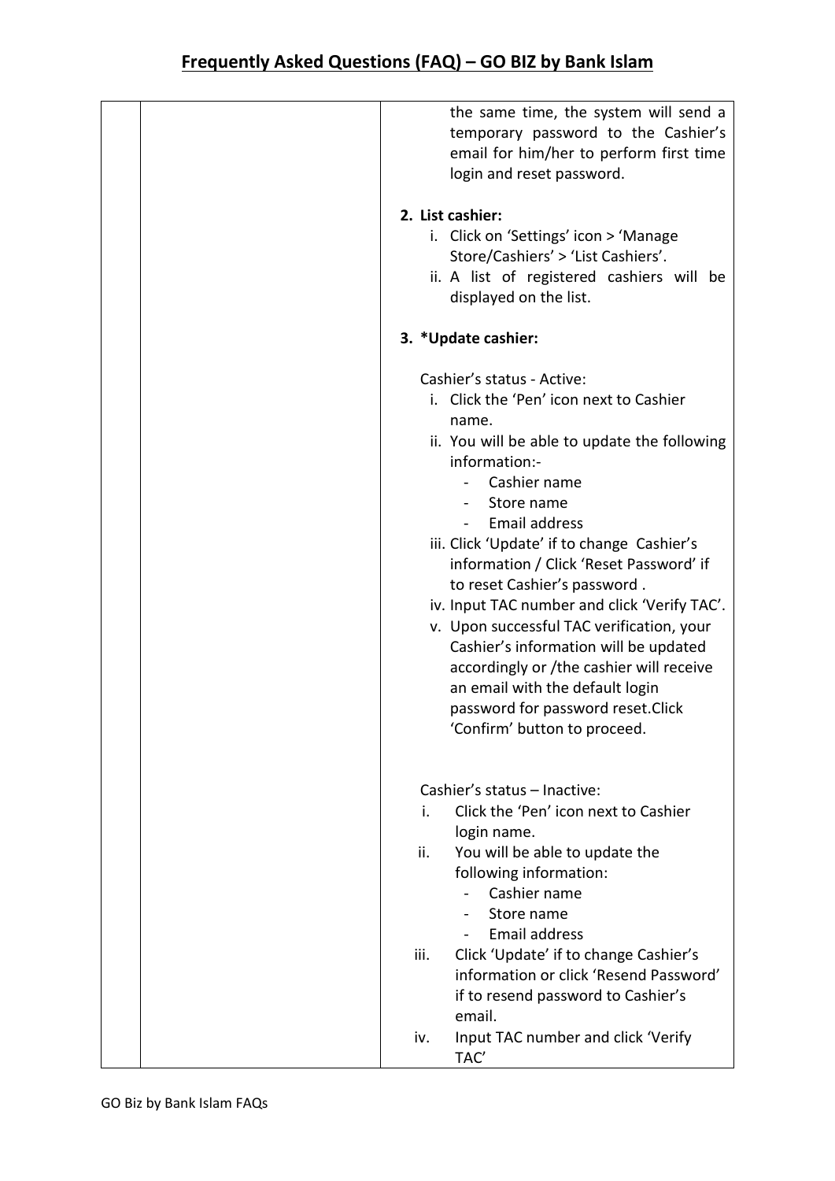## Frequently Asked Questions (FAQ) – GO BIZ by Bank Islam

| | | |
|---|---|---|
| | | the same time, the system will send a temporary password to the Cashier's email for him/her to perform first time login and reset password.<br><br>**2. List cashier:**<br>i. Click on 'Settings' icon > 'Manage Store/Cashiers' > 'List Cashiers'.<br>ii. A list of registered cashiers will be displayed on the list.<br><br>**3. *Update cashier:**<br><br>Cashier's status - Active:<br>i. Click the 'Pen' icon next to Cashier name.<br>ii. You will be able to update the following information:-<br>- Cashier name<br>- Store name<br>- Email address<br>iii. Click 'Update' if to change Cashier's information / Click 'Reset Password' if to reset Cashier's password .<br>iv. Input TAC number and click 'Verify TAC'.<br>v. Upon successful TAC verification, your Cashier's information will be updated accordingly or /the cashier will receive an email with the default login password for password reset.Click 'Confirm' button to proceed.<br><br>Cashier's status – Inactive:<br>i. Click the 'Pen' icon next to Cashier login name.<br>ii. You will be able to update the following information:<br>- Cashier name<br>- Store name<br>- Email address<br>iii. Click 'Update' if to change Cashier's information or click 'Resend Password' if to resend password to Cashier's email.<br>iv. Input TAC number and click 'Verify TAC' |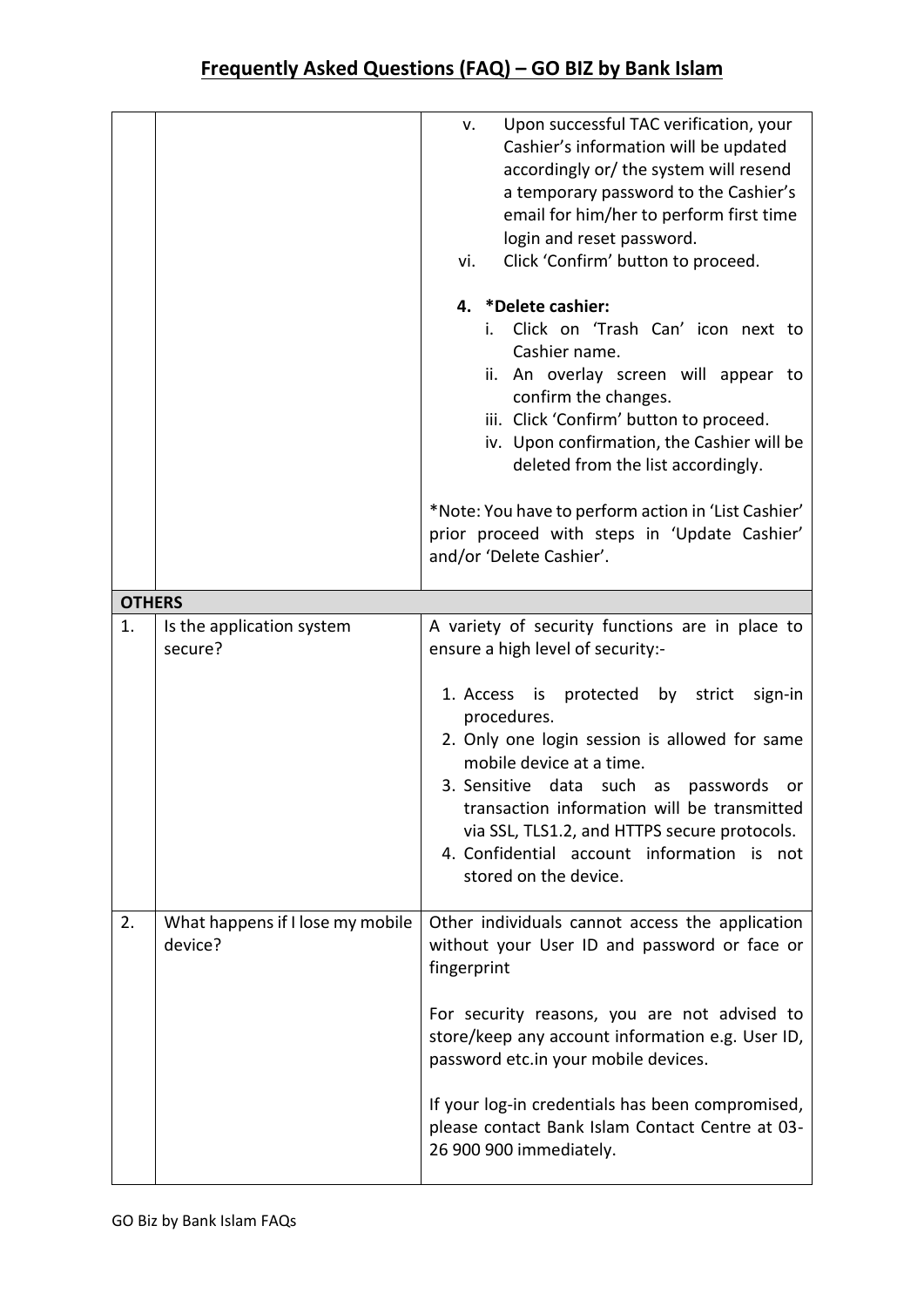## Frequently Asked Questions (FAQ) – GO BIZ by Bank Islam

| | | |
|---|---|---|
| | | v. Upon successful TAC verification, your Cashier's information will be updated accordingly or/ the system will resend a temporary password to the Cashier's email for him/her to perform first time login and reset password.<br>vi. Click 'Confirm' button to proceed.<br><br>**4. \*Delete cashier:**<br>i. Click on 'Trash Can' icon next to Cashier name.<br>ii. An overlay screen will appear to confirm the changes.<br>iii. Click 'Confirm' button to proceed.<br>iv. Upon confirmation, the Cashier will be deleted from the list accordingly.<br><br>*Note: You have to perform action in 'List Cashier' prior proceed with steps in 'Update Cashier' and/or 'Delete Cashier'. |
| **OTHERS** | | |
| 1. | Is the application system secure? | A variety of security functions are in place to ensure a high level of security:-<br><br>1. Access is protected by strict sign-in procedures.<br>2. Only one login session is allowed for same mobile device at a time.<br>3. Sensitive data such as passwords or transaction information will be transmitted via SSL, TLS1.2, and HTTPS secure protocols.<br>4. Confidential account information is not stored on the device. |
| 2. | What happens if I lose my mobile device? | Other individuals cannot access the application without your User ID and password or face or fingerprint<br><br>For security reasons, you are not advised to store/keep any account information e.g. User ID, password etc.in your mobile devices.<br><br>If your log-in credentials has been compromised, please contact Bank Islam Contact Centre at 03-26 900 900 immediately. |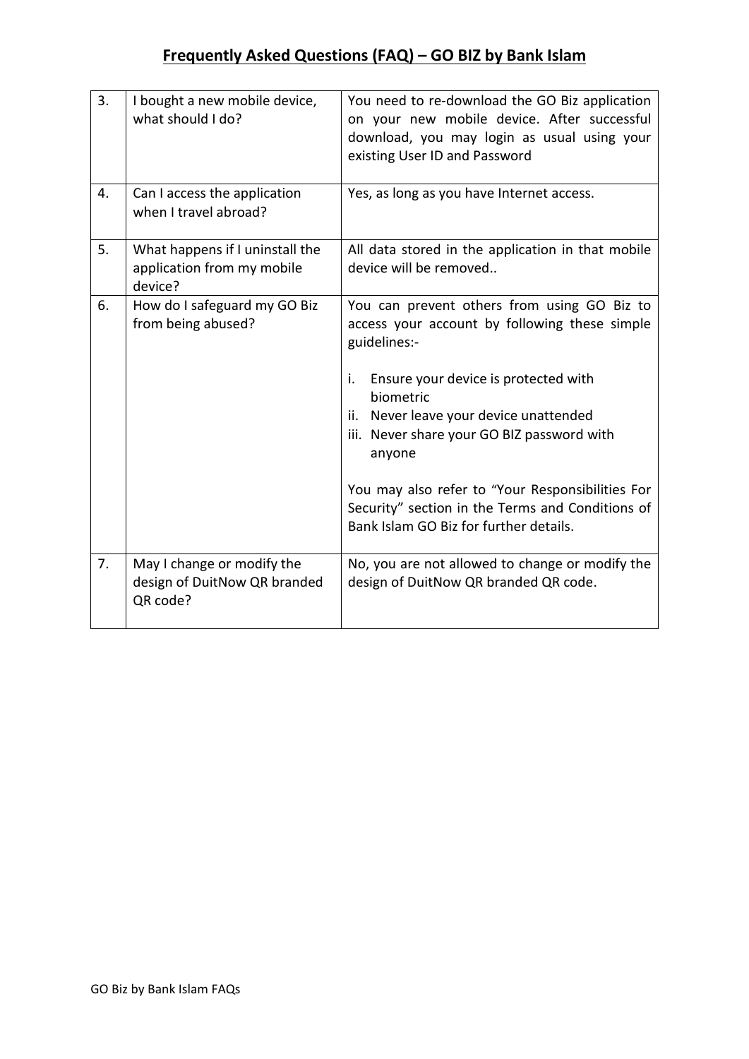## Frequently Asked Questions (FAQ) – GO BIZ by Bank Islam

| | | |
|---|---|---|
| 3. | I bought a new mobile device, what should I do? | You need to re-download the GO Biz application on your new mobile device. After successful download, you may login as usual using your existing User ID and Password |
| 4. | Can I access the application when I travel abroad? | Yes, as long as you have Internet access. |
| 5. | What happens if I uninstall the application from my mobile device? | All data stored in the application in that mobile device will be removed.. |
| 6. | How do I safeguard my GO Biz from being abused? | You can prevent others from using GO Biz to access your account by following these simple guidelines:-<br><br>i. Ensure your device is protected with biometric<br>ii. Never leave your device unattended<br>iii. Never share your GO BIZ password with anyone<br><br>You may also refer to "Your Responsibilities For Security" section in the Terms and Conditions of Bank Islam GO Biz for further details. |
| 7. | May I change or modify the design of DuitNow QR branded QR code? | No, you are not allowed to change or modify the design of DuitNow QR branded QR code. |